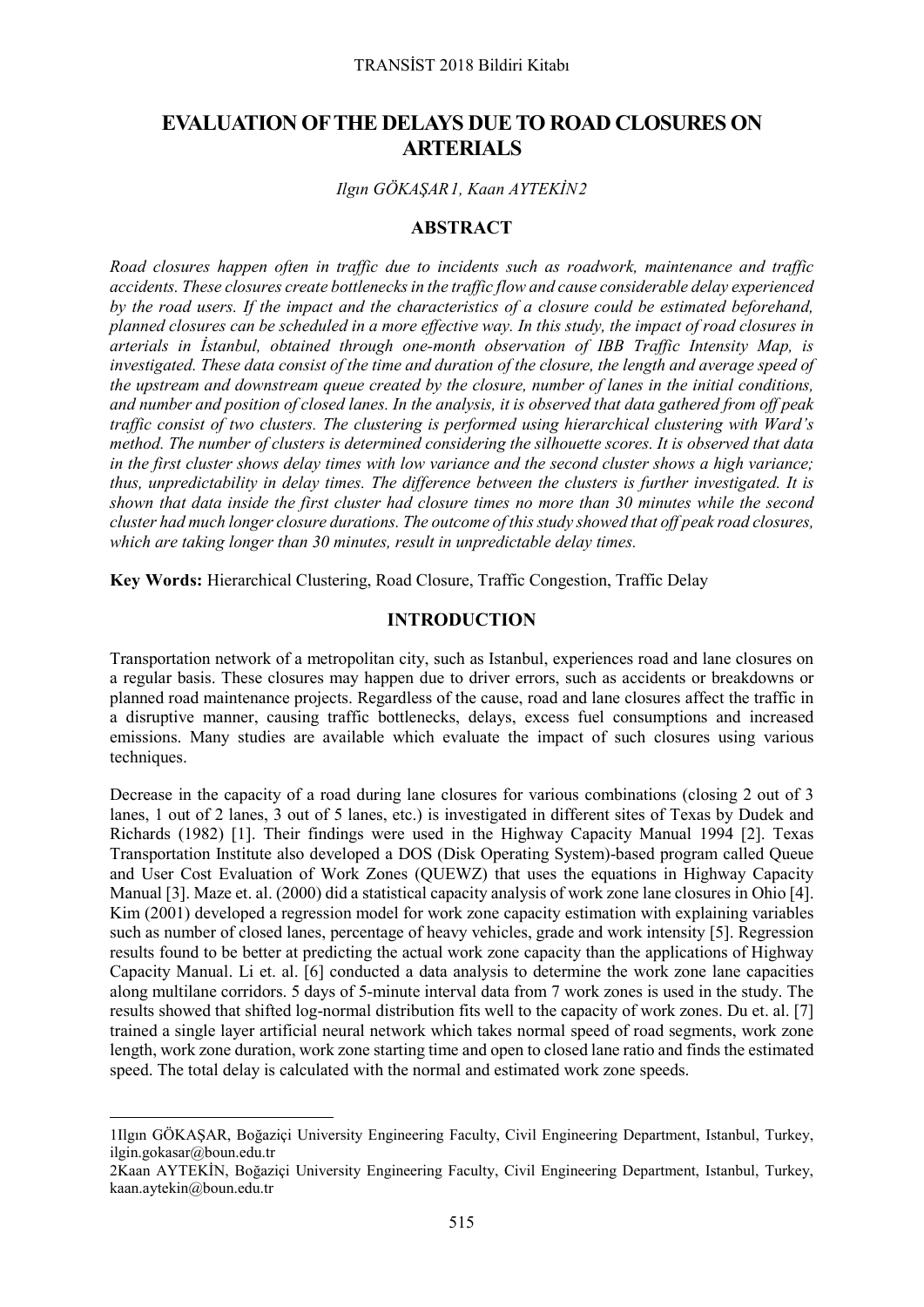# EVALUATION OF THE DELAYS DUE TO ROAD CLOSURES ON ARTERIALS

*Ilgın GÖKAŞAR1, Kaan AYTEKİN2*

## ABSTRACT

*Road closures happen often in traffic due to incidents such as roadwork, maintenance and traffic accidents. These closures create bottlenecks in the traffic flow and cause considerable delay experienced by the road users. If the impact and the characteristics of a closure could be estimated beforehand, planned closures can be scheduled in a more effective way. In this study, the impact of road closures in arterials in İstanbul, obtained through one-month observation of IBB Traffic Intensity Map, is investigated. These data consist of the time and duration of the closure, the length and average speed of the upstream and downstream queue created by the closure, number of lanes in the initial conditions, and number and position of closed lanes. In the analysis, it is observed that data gathered from off peak traffic consist of two clusters. The clustering is performed using hierarchical clustering with Ward's method. The number of clusters is determined considering the silhouette scores. It is observed that data in the first cluster shows delay times with low variance and the second cluster shows a high variance; thus, unpredictability in delay times. The difference between the clusters is further investigated. It is shown that data inside the first cluster had closure times no more than 30 minutes while the second cluster had much longer closure durations. The outcome of this study showed that off peak road closures, which are taking longer than 30 minutes, result in unpredictable delay times.*

**Key Words:** Hierarchical Clustering, Road Closure, Traffic Congestion, Traffic Delay

## INTRODUCTION

Transportation network of a metropolitan city, such as Istanbul, experiences road and lane closures on a regular basis. These closures may happen due to driver errors, such as accidents or breakdowns or planned road maintenance projects. Regardless of the cause, road and lane closures affect the traffic in a disruptive manner, causing traffic bottlenecks, delays, excess fuel consumptions and increased emissions. Many studies are available which evaluate the impact of such closures using various techniques.

Decrease in the capacity of a road during lane closures for various combinations (closing 2 out of 3 lanes, 1 out of 2 lanes, 3 out of 5 lanes, etc.) is investigated in different sites of Texas by Dudek and Richards (1982) [1]. Their findings were used in the Highway Capacity Manual 1994 [2]. Texas Transportation Institute also developed a DOS (Disk Operating System)-based program called Queue and User Cost Evaluation of Work Zones (QUEWZ) that uses the equations in Highway Capacity Manual [3]. Maze et. al. (2000) did a statistical capacity analysis of work zone lane closures in Ohio [4]. Kim (2001) developed a regression model for work zone capacity estimation with explaining variables such as number of closed lanes, percentage of heavy vehicles, grade and work intensity [5]. Regression results found to be better at predicting the actual work zone capacity than the applications of Highway Capacity Manual. Li et. al. [6] conducted a data analysis to determine the work zone lane capacities along multilane corridors. 5 days of 5-minute interval data from 7 work zones is used in the study. The results showed that shifted log-normal distribution fits well to the capacity of work zones. Du et. al. [7] trained a single layer artificial neural network which takes normal speed of road segments, work zone length, work zone duration, work zone starting time and open to closed lane ratio and finds the estimated speed. The total delay is calculated with the normal and estimated work zone speeds.

---

1Ilgın GÖKAŞAR, Boğaziçi University Engineering Faculty, Civil Engineering Department, Istanbul, Turkey, ilgin.gokasar@boun.edu.tr

2Kaan AYTEKİN, Boğaziçi University Engineering Faculty, Civil Engineering Department, Istanbul, Turkey, kaan.aytekin@boun.edu.tr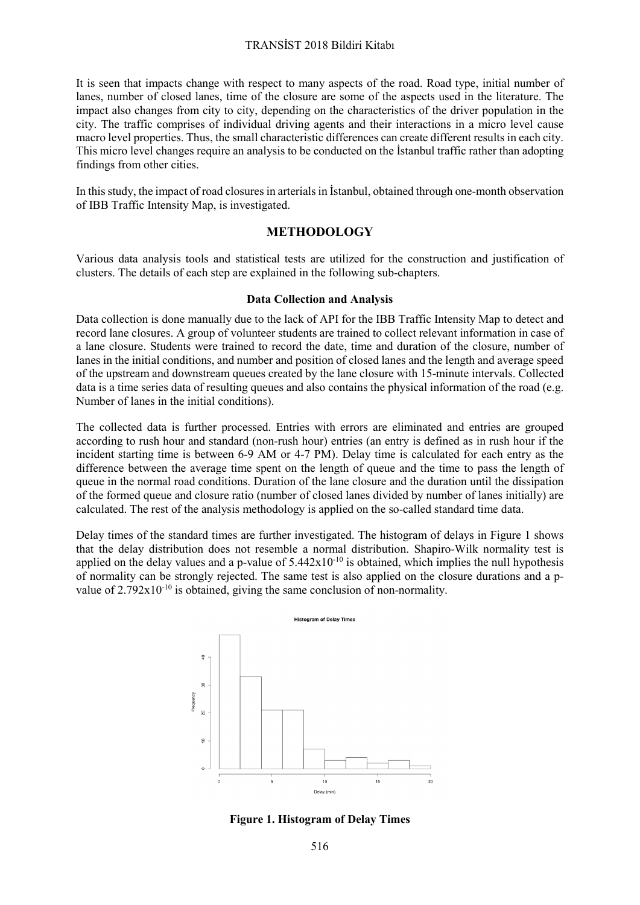It is seen that impacts change with respect to many aspects of the road. Road type, initial number of lanes, number of closed lanes, time of the closure are some of the aspects used in the literature. The impact also changes from city to city, depending on the characteristics of the driver population in the city. The traffic comprises of individual driving agents and their interactions in a micro level cause macro level properties. Thus, the small characteristic differences can create different results in each city. This micro level changes require an analysis to be conducted on the İstanbul traffic rather than adopting findings from other cities.

In this study, the impact of road closures in arterials in İstanbul, obtained through one-month observation of IBB Traffic Intensity Map, is investigated.

## METHODOLOGY

Various data analysis tools and statistical tests are utilized for the construction and justification of clusters. The details of each step are explained in the following sub-chapters.

### Data Collection and Analysis

Data collection is done manually due to the lack of API for the IBB Traffic Intensity Map to detect and record lane closures. A group of volunteer students are trained to collect relevant information in case of a lane closure. Students were trained to record the date, time and duration of the closure, number of lanes in the initial conditions, and number and position of closed lanes and the length and average speed of the upstream and downstream queues created by the lane closure with 15-minute intervals. Collected data is a time series data of resulting queues and also contains the physical information of the road (e.g. Number of lanes in the initial conditions).

The collected data is further processed. Entries with errors are eliminated and entries are grouped according to rush hour and standard (non-rush hour) entries (an entry is defined as in rush hour if the incident starting time is between 6-9 AM or 4-7 PM). Delay time is calculated for each entry as the difference between the average time spent on the length of queue and the time to pass the length of queue in the normal road conditions. Duration of the lane closure and the duration until the dissipation of the formed queue and closure ratio (number of closed lanes divided by number of lanes initially) are calculated. The rest of the analysis methodology is applied on the so-called standard time data.

Delay times of the standard times are further investigated. The histogram of delays in Figure 1 shows that the delay distribution does not resemble a normal distribution. Shapiro-Wilk normality test is applied on the delay values and a p-value of $5.442\times10^{-10}$ is obtained, which implies the null hypothesis of normality can be strongly rejected. The same test is also applied on the closure durations and a p-value of $2.792\times10^{-10}$ is obtained, giving the same conclusion of non-normality.

**Figure 1. Histogram of Delay Times**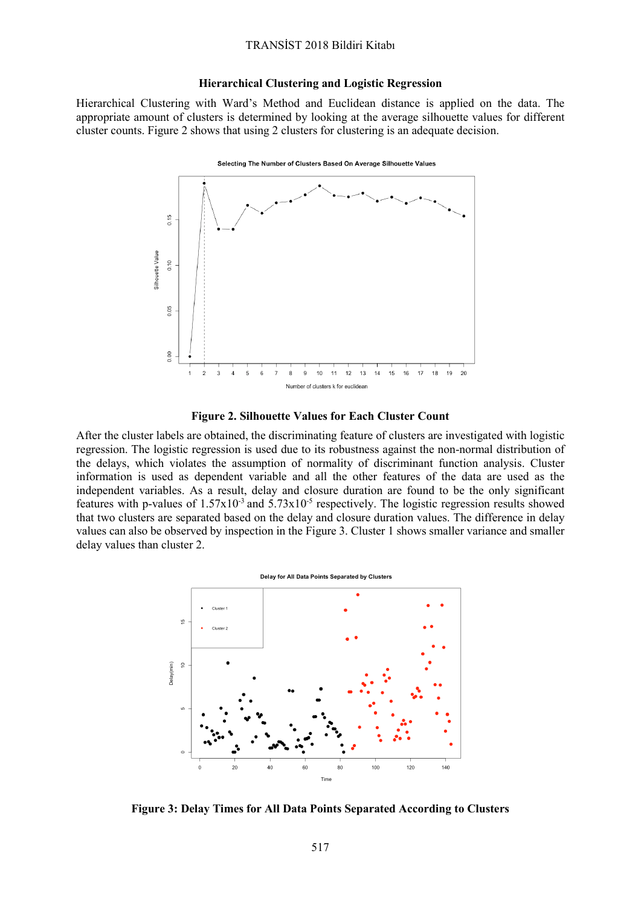## Hierarchical Clustering and Logistic Regression

Hierarchical Clustering with Ward's Method and Euclidean distance is applied on the data. The appropriate amount of clusters is determined by looking at the average silhouette values for different cluster counts. Figure 2 shows that using 2 clusters for clustering is an adequate decision.

**Figure 2. Silhouette Values for Each Cluster Count**

After the cluster labels are obtained, the discriminating feature of clusters are investigated with logistic regression. The logistic regression is used due to its robustness against the non-normal distribution of the delays, which violates the assumption of normality of discriminant function analysis. Cluster information is used as dependent variable and all the other features of the data are used as the independent variables. As a result, delay and closure duration are found to be the only significant features with p-values of $1.57 \times 10^{-3}$ and $5.73 \times 10^{-5}$ respectively. The logistic regression results showed that two clusters are separated based on the delay and closure duration values. The difference in delay values can also be observed by inspection in the Figure 3. Cluster 1 shows smaller variance and smaller delay values than cluster 2.

**Figure 3: Delay Times for All Data Points Separated According to Clusters**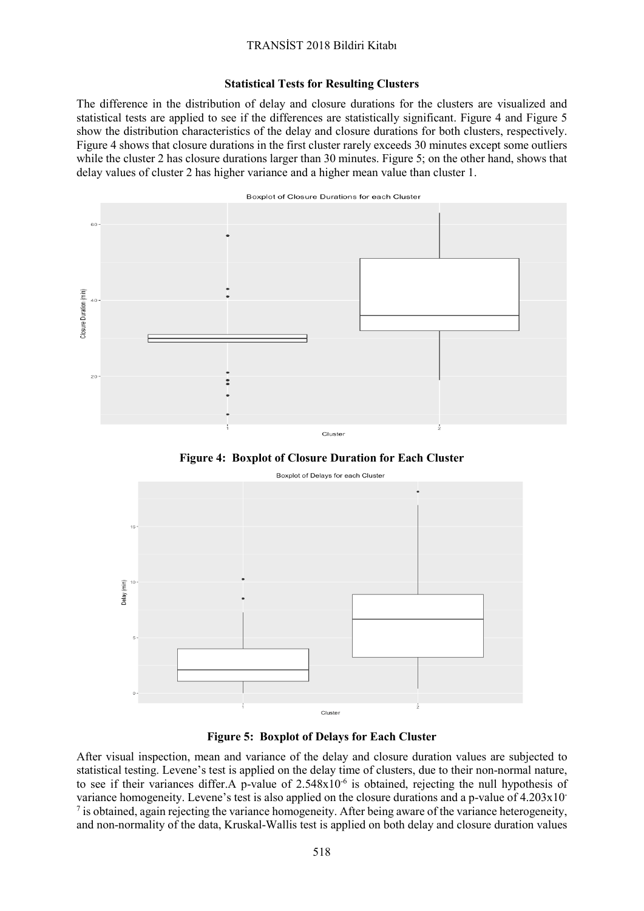### Statistical Tests for Resulting Clusters

The difference in the distribution of delay and closure durations for the clusters are visualized and statistical tests are applied to see if the differences are statistically significant. Figure 4 and Figure 5 show the distribution characteristics of the delay and closure durations for both clusters, respectively. Figure 4 shows that closure durations in the first cluster rarely exceeds 30 minutes except some outliers while the cluster 2 has closure durations larger than 30 minutes. Figure 5; on the other hand, shows that delay values of cluster 2 has higher variance and a higher mean value than cluster 1.

**Figure 4: Boxplot of Closure Duration for Each Cluster**

**Figure 5: Boxplot of Delays for Each Cluster**

After visual inspection, mean and variance of the delay and closure duration values are subjected to statistical testing. Levene's test is applied on the delay time of clusters, due to their non-normal nature, to see if their variances differ.A p-value of $2.548 \times 10^{-6}$ is obtained, rejecting the null hypothesis of variance homogeneity. Levene's test is also applied on the closure durations and a p-value of $4.203 \times 10^{-7}$ is obtained, again rejecting the variance homogeneity. After being aware of the variance heterogeneity, and non-normality of the data, Kruskal-Wallis test is applied on both delay and closure duration values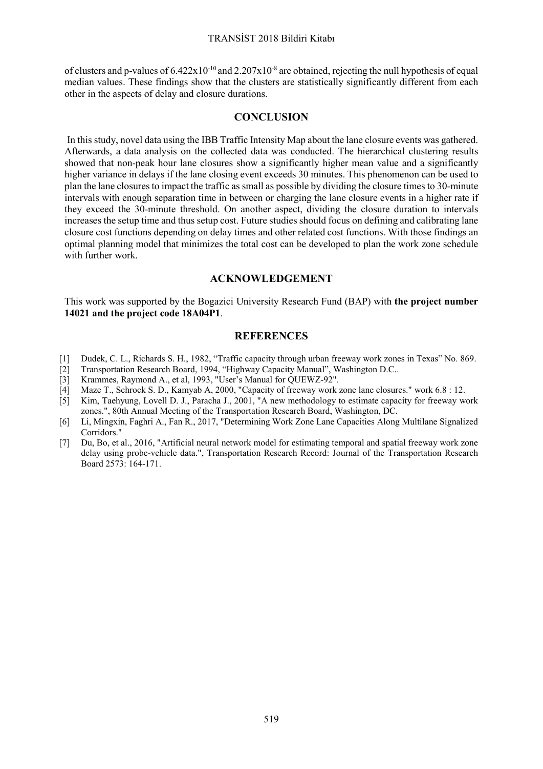of clusters and p-values of $6.422 \times 10^{-10}$ and $2.207 \times 10^{-8}$ are obtained, rejecting the null hypothesis of equal median values. These findings show that the clusters are statistically significantly different from each other in the aspects of delay and closure durations.

## CONCLUSION

In this study, novel data using the IBB Traffic Intensity Map about the lane closure events was gathered. Afterwards, a data analysis on the collected data was conducted. The hierarchical clustering results showed that non-peak hour lane closures show a significantly higher mean value and a significantly higher variance in delays if the lane closing event exceeds 30 minutes. This phenomenon can be used to plan the lane closures to impact the traffic as small as possible by dividing the closure times to 30-minute intervals with enough separation time in between or charging the lane closure events in a higher rate if they exceed the 30-minute threshold. On another aspect, dividing the closure duration to intervals increases the setup time and thus setup cost. Future studies should focus on defining and calibrating lane closure cost functions depending on delay times and other related cost functions. With those findings an optimal planning model that minimizes the total cost can be developed to plan the work zone schedule with further work.

## ACKNOWLEDGEMENT

This work was supported by the Bogazici University Research Fund (BAP) with **the project number 14021 and the project code 18A04P1**.

## REFERENCES

[1] Dudek, C. L., Richards S. H., 1982, "Traffic capacity through urban freeway work zones in Texas" No. 869.

[2] Transportation Research Board, 1994, "Highway Capacity Manual", Washington D.C..

[3] Krammes, Raymond A., et al, 1993, "User's Manual for QUEWZ-92".

[4] Maze T., Schrock S. D., Kamyab A, 2000, "Capacity of freeway work zone lane closures." work 6.8 : 12.

[5] Kim, Taehyung, Lovell D. J., Paracha J., 2001, "A new methodology to estimate capacity for freeway work zones.", 80th Annual Meeting of the Transportation Research Board, Washington, DC.

[6] Li, Mingxin, Faghri A., Fan R., 2017, "Determining Work Zone Lane Capacities Along Multilane Signalized Corridors."

[7] Du, Bo, et al., 2016, "Artificial neural network model for estimating temporal and spatial freeway work zone delay using probe-vehicle data.", Transportation Research Record: Journal of the Transportation Research Board 2573: 164-171.